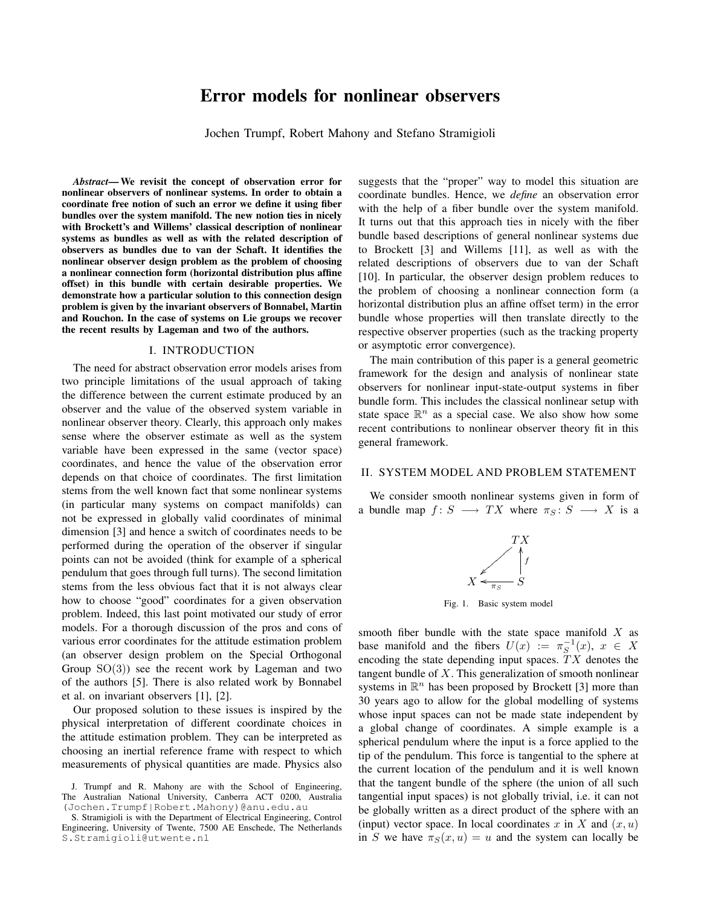# Error models for nonlinear observers

Jochen Trumpf, Robert Mahony and Stefano Stramigioli

***Abstract*— We revisit the concept of observation error for nonlinear observers of nonlinear systems. In order to obtain a coordinate free notion of such an error we define it using fiber bundles over the system manifold. The new notion ties in nicely with Brockett's and Willems' classical description of nonlinear systems as bundles as well as with the related description of observers as bundles due to van der Schaft. It identifies the nonlinear observer design problem as the problem of choosing a nonlinear connection form (horizontal distribution plus affine offset) in this bundle with certain desirable properties. We demonstrate how a particular solution to this connection design problem is given by the invariant observers of Bonnabel, Martin and Rouchon. In the case of systems on Lie groups we recover the recent results by Lageman and two of the authors.**

## I. INTRODUCTION

The need for abstract observation error models arises from two principle limitations of the usual approach of taking the difference between the current estimate produced by an observer and the value of the observed system variable in nonlinear observer theory. Clearly, this approach only makes sense where the observer estimate as well as the system variable have been expressed in the same (vector space) coordinates, and hence the value of the observation error depends on that choice of coordinates. The first limitation stems from the well known fact that some nonlinear systems (in particular many systems on compact manifolds) can not be expressed in globally valid coordinates of minimal dimension [3] and hence a switch of coordinates needs to be performed during the operation of the observer if singular points can not be avoided (think for example of a spherical pendulum that goes through full turns). The second limitation stems from the less obvious fact that it is not always clear how to choose "good" coordinates for a given observation problem. Indeed, this last point motivated our study of error models. For a thorough discussion of the pros and cons of various error coordinates for the attitude estimation problem (an observer design problem on the Special Orthogonal Group SO(3)) see the recent work by Lageman and two of the authors [5]. There is also related work by Bonnabel et al. on invariant observers [1], [2].

Our proposed solution to these issues is inspired by the physical interpretation of different coordinate choices in the attitude estimation problem. They can be interpreted as choosing an inertial reference frame with respect to which measurements of physical quantities are made. Physics also suggests that the "proper" way to model this situation are coordinate bundles. Hence, we *define* an observation error with the help of a fiber bundle over the system manifold. It turns out that this approach ties in nicely with the fiber bundle based descriptions of general nonlinear systems due to Brockett [3] and Willems [11], as well as with the related descriptions of observers due to van der Schaft [10]. In particular, the observer design problem reduces to the problem of choosing a nonlinear connection form (a horizontal distribution plus an affine offset term) in the error bundle whose properties will then translate directly to the respective observer properties (such as the tracking property or asymptotic error convergence).

The main contribution of this paper is a general geometric framework for the design and analysis of nonlinear state observers for nonlinear input-state-output systems in fiber bundle form. This includes the classical nonlinear setup with state space $\mathbb{R}^n$ as a special case. We also show how some recent contributions to nonlinear observer theory fit in this general framework.

J. Trumpf and R. Mahony are with the School of Engineering, The Australian National University, Canberra ACT 0200, Australia (Jochen.Trumpf|Robert.Mahony)@anu.edu.au

S. Stramigioli is with the Department of Electrical Engineering, Control Engineering, University of Twente, 7500 AE Enschede, The Netherlands S.Stramigioli@utwente.nl

## II. SYSTEM MODEL AND PROBLEM STATEMENT

We consider smooth nonlinear systems given in form of a bundle map $f\colon S \longrightarrow TX$ where $\pi_S\colon S \longrightarrow X$ is a

$$
\begin{array}{ccc}
 & & TX \\
 & \swarrow & \uparrow f \\
X & \xleftarrow{\pi_S} & S
\end{array}
$$

Fig. 1. Basic system model

smooth fiber bundle with the state space manifold $X$ as base manifold and the fibers $U(x) := \pi_S^{-1}(x)$, $x \in X$ encoding the state depending input spaces. $TX$ denotes the tangent bundle of $X$. This generalization of smooth nonlinear systems in $\mathbb{R}^n$ has been proposed by Brockett [3] more than 30 years ago to allow for the global modelling of systems whose input spaces can not be made state independent by a global change of coordinates. A simple example is a spherical pendulum where the input is a force applied to the tip of the pendulum. This force is tangential to the sphere at the current location of the pendulum and it is well known that the tangent bundle of the sphere (the union of all such tangential input spaces) is not globally trivial, i.e. it can not be globally written as a direct product of the sphere with an (input) vector space. In local coordinates $x$ in $X$ and $(x, u)$ in $S$ we have $\pi_S(x, u) = u$ and the system can locally be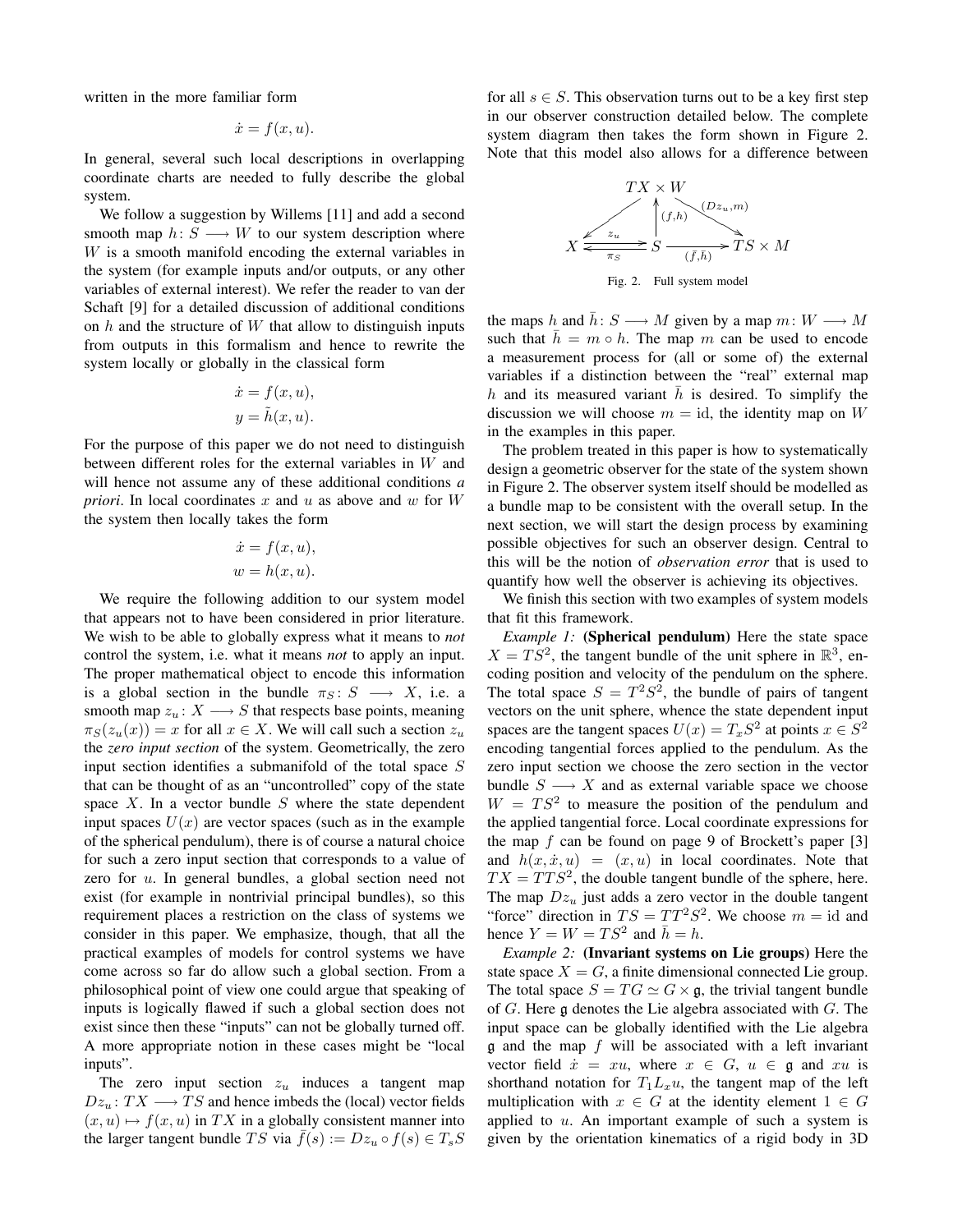written in the more familiar form

$$\dot{x} = f(x, u).$$

In general, several such local descriptions in overlapping coordinate charts are needed to fully describe the global system.

We follow a suggestion by Willems [11] and add a second smooth map $h\colon S \longrightarrow W$ to our system description where $W$ is a smooth manifold encoding the external variables in the system (for example inputs and/or outputs, or any other variables of external interest). We refer the reader to van der Schaft [9] for a detailed discussion of additional conditions on $h$ and the structure of $W$ that allow to distinguish inputs from outputs in this formalism and hence to rewrite the system locally or globally in the classical form

$$\begin{aligned} \dot{x} &= f(x, u), \\ y &= \tilde{h}(x, u). \end{aligned}$$

For the purpose of this paper we do not need to distinguish between different roles for the external variables in $W$ and will hence not assume any of these additional conditions *a priori*. In local coordinates $x$ and $u$ as above and $w$ for $W$ the system then locally takes the form

$$\begin{aligned} \dot{x} &= f(x, u), \\ w &= h(x, u). \end{aligned}$$

We require the following addition to our system model that appears not to have been considered in prior literature. We wish to be able to globally express what it means to *not* control the system, i.e. what it means *not* to apply an input. The proper mathematical object to encode this information is a global section in the bundle $\pi_S\colon S \longrightarrow X$, i.e. a smooth map $z_u\colon X \longrightarrow S$ that respects base points, meaning $\pi_S(z_u(x)) = x$ for all $x \in X$. We will call such a section $z_u$ the *zero input section* of the system. Geometrically, the zero input section identifies a submanifold of the total space $S$ that can be thought of as an "uncontrolled" copy of the state space $X$. In a vector bundle $S$ where the state dependent input spaces $U(x)$ are vector spaces (such as in the example of the spherical pendulum), there is of course a natural choice for such a zero input section that corresponds to a value of zero for $u$. In general bundles, a global section need not exist (for example in nontrivial principal bundles), so this requirement places a restriction on the class of systems we consider in this paper. We emphasize, though, that all the practical examples of models for control systems we have come across so far do allow such a global section. From a philosophical point of view one could argue that speaking of inputs is logically flawed if such a global section does not exist since then these "inputs" can not be globally turned off. A more appropriate notion in these cases might be "local inputs".

The zero input section $z_u$ induces a tangent map $Dz_u\colon TX \longrightarrow TS$ and hence imbeds the (local) vector fields $(x, u) \mapsto f(x, u)$ in $TX$ in a globally consistent manner into the larger tangent bundle $TS$ via $\bar{f}(s) := Dz_u \circ f(s) \in T_sS$ for all $s \in S$. This observation turns out to be a key first step in our observer construction detailed below. The complete system diagram then takes the form shown in Figure 2. Note that this model also allows for a difference between

$$\begin{array}{ccccc} & & TX \times W & & \\ & \swarrow & \uparrow{\scriptstyle (f,h)} & \searrow{\scriptstyle (Dz_u, m)} & \\ X & \underset{\pi_S}{\overset{z_u}{\leftrightarrows}} & S & \xrightarrow[(\bar{f}, \bar{h})]{} & TS \times M \end{array}$$

Fig. 2. Full system model

the maps $h$ and $\bar{h}\colon S \longrightarrow M$ given by a map $m\colon W \longrightarrow M$ such that $\bar{h} = m \circ h$. The map $m$ can be used to encode a measurement process for (all or some of) the external variables if a distinction between the "real" external map $h$ and its measured variant $\bar{h}$ is desired. To simplify the discussion we will choose $m = \mathrm{id}$, the identity map on $W$ in the examples in this paper.

The problem treated in this paper is how to systematically design a geometric observer for the state of the system shown in Figure 2. The observer system itself should be modelled as a bundle map to be consistent with the overall setup. In the next section, we will start the design process by examining possible objectives for such an observer design. Central to this will be the notion of *observation error* that is used to quantify how well the observer is achieving its objectives.

We finish this section with two examples of system models that fit this framework.

*Example 1:* **(Spherical pendulum)** Here the state space $X = TS^2$, the tangent bundle of the unit sphere in $\mathbb{R}^3$, encoding position and velocity of the pendulum on the sphere. The total space $S = T^2S^2$, the bundle of pairs of tangent vectors on the unit sphere, whence the state dependent input spaces are the tangent spaces $U(x) = T_xS^2$ at points $x \in S^2$ encoding tangential forces applied to the pendulum. As the zero input section we choose the zero section in the vector bundle $S \longrightarrow X$ and as external variable space we choose $W = TS^2$ to measure the position of the pendulum and the applied tangential force. Local coordinate expressions for the map $f$ can be found on page 9 of Brockett's paper [3] and $h(x, \dot{x}, u) = (x, u)$ in local coordinates. Note that $TX = TTS^2$, the double tangent bundle of the sphere, here. The map $Dz_u$ just adds a zero vector in the double tangent "force" direction in $TS = TT^2S^2$. We choose $m = \mathrm{id}$ and hence $Y = W = TS^2$ and $\bar{h} = h$.

*Example 2:* **(Invariant systems on Lie groups)** Here the state space $X = G$, a finite dimensional connected Lie group. The total space $S = TG \simeq G \times \mathfrak{g}$, the trivial tangent bundle of $G$. Here $\mathfrak{g}$ denotes the Lie algebra associated with $G$. The input space can be globally identified with the Lie algebra $\mathfrak{g}$ and the map $f$ will be associated with a left invariant vector field $\dot{x} = xu$, where $x \in G$, $u \in \mathfrak{g}$ and $xu$ is shorthand notation for $T_1L_xu$, the tangent map of the left multiplication with $x \in G$ at the identity element $1 \in G$ applied to $u$. An important example of such a system is given by the orientation kinematics of a rigid body in 3D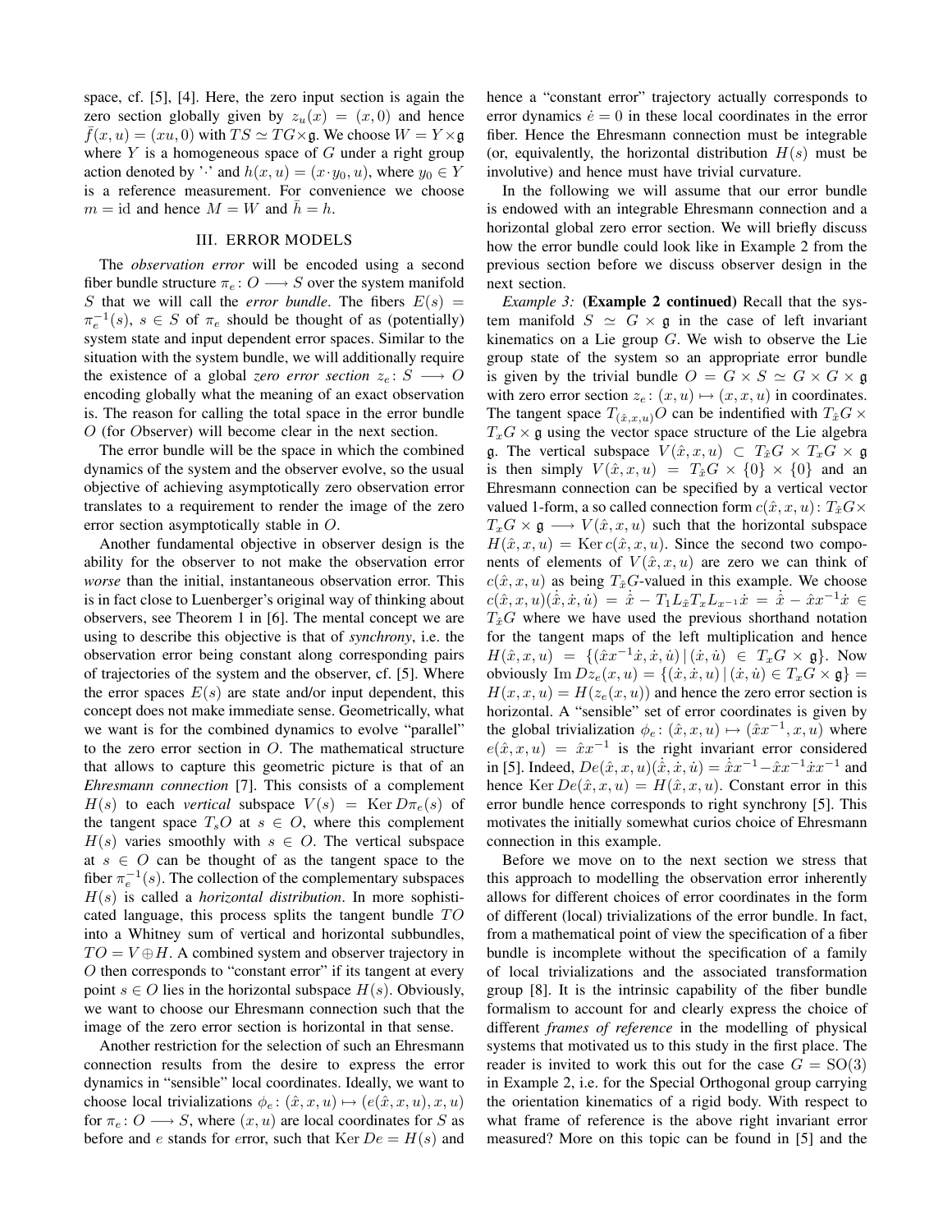space, cf. [5], [4]. Here, the zero input section is again the zero section globally given by $z_u(x) = (x, 0)$ and hence $\bar{f}(x,u) = (xu, 0)$ with $TS \simeq TG \times \mathfrak{g}$. We choose $W = Y \times \mathfrak{g}$ where $Y$ is a homogeneous space of $G$ under a right group action denoted by '$\cdot$' and $h(x,u) = (x \cdot y_0, u)$, where $y_0 \in Y$ is a reference measurement. For convenience we choose $m = \mathrm{id}$ and hence $M = W$ and $\bar{h} = h$.

## III. ERROR MODELS

The *observation error* will be encoded using a second fiber bundle structure $\pi_e \colon O \longrightarrow S$ over the system manifold $S$ that we will call the *error bundle*. The fibers $E(s) = \pi_e^{-1}(s)$, $s \in S$ of $\pi_e$ should be thought of as (potentially) system state and input dependent error spaces. Similar to the situation with the system bundle, we will additionally require the existence of a global *zero error section* $z_e \colon S \longrightarrow O$ encoding globally what the meaning of an exact observation is. The reason for calling the total space in the error bundle $O$ (for *O*bserver) will become clear in the next section.

The error bundle will be the space in which the combined dynamics of the system and the observer evolve, so the usual objective of achieving asymptotically zero observation error translates to a requirement to render the image of the zero error section asymptotically stable in $O$.

Another fundamental objective in observer design is the ability for the observer to not make the observation error *worse* than the initial, instantaneous observation error. This is in fact close to Luenberger's original way of thinking about observers, see Theorem 1 in [6]. The mental concept we are using to describe this objective is that of *synchrony*, i.e. the observation error being constant along corresponding pairs of trajectories of the system and the observer, cf. [5]. Where the error spaces $E(s)$ are state and/or input dependent, this concept does not make immediate sense. Geometrically, what we want is for the combined dynamics to evolve "parallel" to the zero error section in $O$. The mathematical structure that allows to capture this geometric picture is that of an *Ehresmann connection* [7]. This consists of a complement $H(s)$ to each *vertical* subspace $V(s) = \operatorname{Ker} D\pi_e(s)$ of the tangent space $T_sO$ at $s \in O$, where this complement $H(s)$ varies smoothly with $s \in O$. The vertical subspace at $s \in O$ can be thought of as the tangent space to the fiber $\pi_e^{-1}(s)$. The collection of the complementary subspaces $H(s)$ is called a *horizontal distribution*. In more sophisticated language, this process splits the tangent bundle $TO$ into a Whitney sum of vertical and horizontal subbundles, $TO = V \oplus H$. A combined system and observer trajectory in $O$ then corresponds to "constant error" if its tangent at every point $s \in O$ lies in the horizontal subspace $H(s)$. Obviously, we want to choose our Ehresmann connection such that the image of the zero error section is horizontal in that sense.

Another restriction for the selection of such an Ehresmann connection results from the desire to express the error dynamics in "sensible" local coordinates. Ideally, we want to choose local trivializations $\phi_e \colon (\hat{x}, x, u) \mapsto (e(\hat{x}, x, u), x, u)$ for $\pi_e \colon O \longrightarrow S$, where $(x, u)$ are local coordinates for $S$ as before and $e$ stands for *e*rror, such that $\operatorname{Ker} De = H(s)$ and hence a "constant error" trajectory actually corresponds to error dynamics $\dot{e} = 0$ in these local coordinates in the error fiber. Hence the Ehresmann connection must be integrable (or, equivalently, the horizontal distribution $H(s)$ must be involutive) and hence must have trivial curvature.

In the following we will assume that our error bundle is endowed with an integrable Ehresmann connection and a horizontal global zero error section. We will briefly discuss how the error bundle could look like in Example 2 from the previous section before we discuss observer design in the next section.

*Example 3:* **(Example 2 continued)** Recall that the system manifold $S \simeq G \times \mathfrak{g}$ in the case of left invariant kinematics on a Lie group $G$. We wish to observe the Lie group state of the system so an appropriate error bundle is given by the trivial bundle $O = G \times S \simeq G \times G \times \mathfrak{g}$ with zero error section $z_e \colon (x, u) \mapsto (x, x, u)$ in coordinates. The tangent space $T_{(\hat{x},x,u)}O$ can be indentified with $T_{\hat{x}}G \times T_xG \times \mathfrak{g}$ using the vector space structure of the Lie algebra $\mathfrak{g}$. The vertical subspace $V(\hat{x}, x, u) \subset T_{\hat{x}}G \times T_xG \times \mathfrak{g}$ is then simply $V(\hat{x}, x, u) = T_{\hat{x}}G \times \{0\} \times \{0\}$ and an Ehresmann connection can be specified by a vertical vector valued 1-form, a so called connection form $c(\hat{x}, x, u) \colon T_{\hat{x}}G \times T_xG \times \mathfrak{g} \longrightarrow V(\hat{x}, x, u)$ such that the horizontal subspace $H(\hat{x}, x, u) = \operatorname{Ker} c(\hat{x}, x, u)$. Since the second two components of elements of $V(\hat{x}, x, u)$ are zero we can think of $c(\hat{x}, x, u)$ as being $T_{\hat{x}}G$-valued in this example. We choose $c(\hat{x}, x, u)(\dot{\hat{x}}, \dot{x}, \dot{u}) = \dot{\hat{x}} - T_1L_{\hat{x}}T_xL_{x^{-1}}\dot{x} = \dot{\hat{x}} - \hat{x}x^{-1}\dot{x} \in T_{\hat{x}}G$ where we have used the previous shorthand notation for the tangent maps of the left multiplication and hence $H(\hat{x}, x, u) = \{(\hat{x}x^{-1}\dot{x}, \dot{x}, \dot{u}) \,|\, (\dot{x}, \dot{u}) \in T_xG \times \mathfrak{g}\}$. Now obviously $\operatorname{Im} Dz_e(x, u) = \{(\dot{x}, \dot{x}, u) \,|\, (\dot{x}, \dot{u}) \in T_xG \times \mathfrak{g}\} = H(x, x, u) = H(z_e(x, u))$ and hence the zero error section is horizontal. A "sensible" set of error coordinates is given by the global trivialization $\phi_e \colon (\hat{x}, x, u) \mapsto (\hat{x}x^{-1}, x, u)$ where $e(\hat{x}, x, u) = \hat{x}x^{-1}$ is the right invariant error considered in [5]. Indeed, $De(\hat{x}, x, u)(\dot{\hat{x}}, \dot{x}, \dot{u}) = \dot{\hat{x}}x^{-1} - \hat{x}x^{-1}\dot{x}x^{-1}$ and hence $\operatorname{Ker} De(\hat{x}, x, u) = H(\hat{x}, x, u)$. Constant error in this error bundle hence corresponds to right synchrony [5]. This motivates the initially somewhat curios choice of Ehresmann connection in this example.

Before we move on to the next section we stress that this approach to modelling the observation error inherently allows for different choices of error coordinates in the form of different (local) trivializations of the error bundle. In fact, from a mathematical point of view the specification of a fiber bundle is incomplete without the specification of a family of local trivializations and the associated transformation group [8]. It is the intrinsic capability of the fiber bundle formalism to account for and clearly express the choice of different *frames of reference* in the modelling of physical systems that motivated us to this study in the first place. The reader is invited to work this out for the case $G = \mathrm{SO}(3)$ in Example 2, i.e. for the Special Orthogonal group carrying the orientation kinematics of a rigid body. With respect to what frame of reference is the above right invariant error measured? More on this topic can be found in [5] and the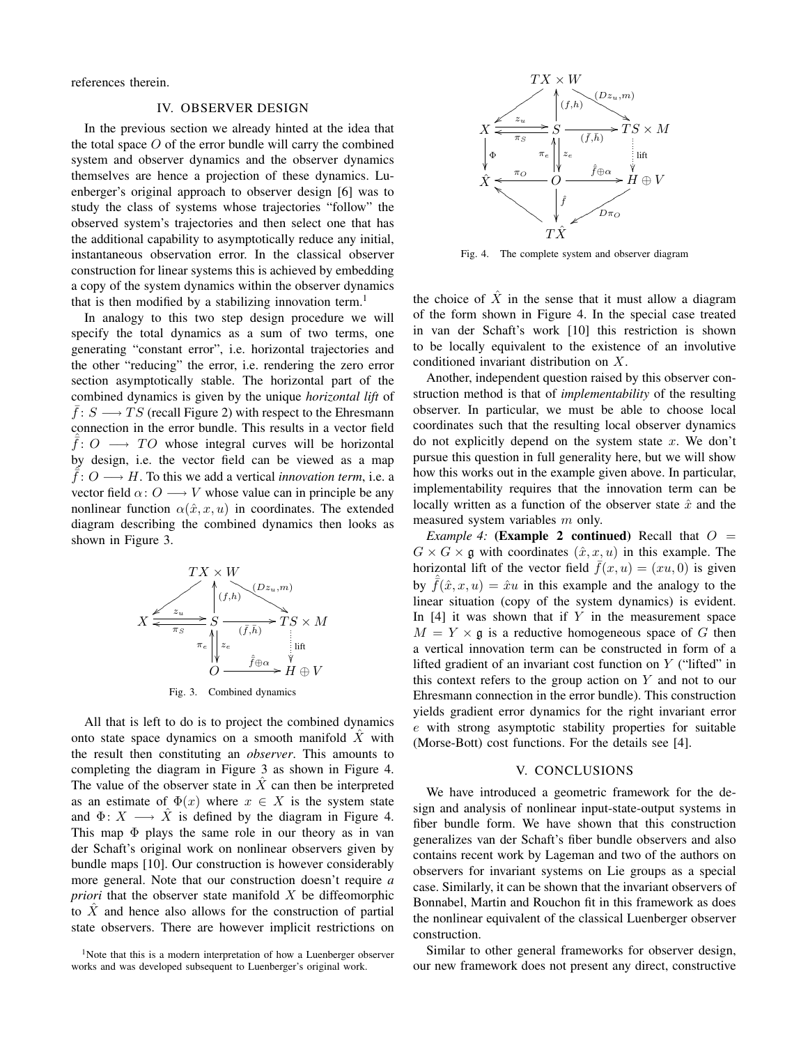references therein.

## IV. OBSERVER DESIGN

In the previous section we already hinted at the idea that the total space $O$ of the error bundle will carry the combined system and observer dynamics and the observer dynamics themselves are hence a projection of these dynamics. Luenberger's original approach to observer design [6] was to study the class of systems whose trajectories "follow" the observed system's trajectories and then select one that has the additional capability to asymptotically reduce any initial, instantaneous observation error. In the classical observer construction for linear systems this is achieved by embedding a copy of the system dynamics within the observer dynamics that is then modified by a stabilizing innovation term.[1]

In analogy to this two step design procedure we will specify the total dynamics as a sum of two terms, one generating "constant error", i.e. horizontal trajectories and the other "reducing" the error, i.e. rendering the zero error section asymptotically stable. The horizontal part of the combined dynamics is given by the unique *horizontal lift* of $\bar{f}\colon S \longrightarrow TS$ (recall Figure 2) with respect to the Ehresmann connection in the error bundle. This results in a vector field $\hat{\bar{f}}\colon O \longrightarrow TO$ whose integral curves will be horizontal by design, i.e. the vector field can be viewed as a map $\hat{\bar{f}}\colon O \longrightarrow H$. To this we add a vertical *innovation term*, i.e. a vector field $\alpha\colon O \longrightarrow V$ whose value can in principle be any nonlinear function $\alpha(\hat{x}, x, u)$ in coordinates. The extended diagram describing the combined dynamics then looks as shown in Figure 3.

Fig. 3. Combined dynamics

All that is left to do is to project the combined dynamics onto state space dynamics on a smooth manifold $\hat{X}$ with the result then constituting an *observer*. This amounts to completing the diagram in Figure 3 as shown in Figure 4. The value of the observer state in $\hat{X}$ can then be interpreted as an estimate of $\Phi(x)$ where $x \in X$ is the system state and $\Phi\colon X \longrightarrow \hat{X}$ is defined by the diagram in Figure 4. This map $\Phi$ plays the same role in our theory as in van der Schaft's original work on nonlinear observers given by bundle maps [10]. Our construction is however considerably more general. Note that our construction doesn't require *a priori* that the observer state manifold $X$ be diffeomorphic to $\hat{X}$ and hence also allows for the construction of partial state observers. There are however implicit restrictions on

Fig. 4. The complete system and observer diagram

the choice of $\hat{X}$ in the sense that it must allow a diagram of the form shown in Figure 4. In the special case treated in van der Schaft's work [10] this restriction is shown to be locally equivalent to the existence of an involutive conditioned invariant distribution on $X$.

Another, independent question raised by this observer construction method is that of *implementability* of the resulting observer. In particular, we must be able to choose local coordinates such that the resulting local observer dynamics do not explicitly depend on the system state $x$. We don't pursue this question in full generality here, but we will show how this works out in the example given above. In particular, implementability requires that the innovation term can be locally written as a function of the observer state $\hat{x}$ and the measured system variables $m$ only.

*Example 4:* **(Example 2 continued)** Recall that $O = G \times G \times \mathfrak{g}$ with coordinates $(\hat{x}, x, u)$ in this example. The horizontal lift of the vector field $\bar{f}(x, u) = (xu, 0)$ is given by $\hat{\bar{f}}(\hat{x}, x, u) = \hat{x}u$ in this example and the analogy to the linear situation (copy of the system dynamics) is evident. In [4] it was shown that if $Y$ in the measurement space $M = Y \times \mathfrak{g}$ is a reductive homogeneous space of $G$ then a vertical innovation term can be constructed in form of a lifted gradient of an invariant cost function on $Y$ ("lifted" in this context refers to the group action on $Y$ and not to our Ehresmann connection in the error bundle). This construction yields gradient error dynamics for the right invariant error $e$ with strong asymptotic stability properties for suitable (Morse-Bott) cost functions. For the details see [4].

## V. CONCLUSIONS

We have introduced a geometric framework for the design and analysis of nonlinear input-state-output systems in fiber bundle form. We have shown that this construction generalizes van der Schaft's fiber bundle observers and also contains recent work by Lageman and two of the authors on observers for invariant systems on Lie groups as a special case. Similarly, it can be shown that the invariant observers of Bonnabel, Martin and Rouchon fit in this framework as does the nonlinear equivalent of the classical Luenberger observer construction.

Similar to other general frameworks for observer design, our new framework does not present any direct, constructive

[1] Note that this is a modern interpretation of how a Luenberger observer works and was developed subsequent to Luenberger's original work.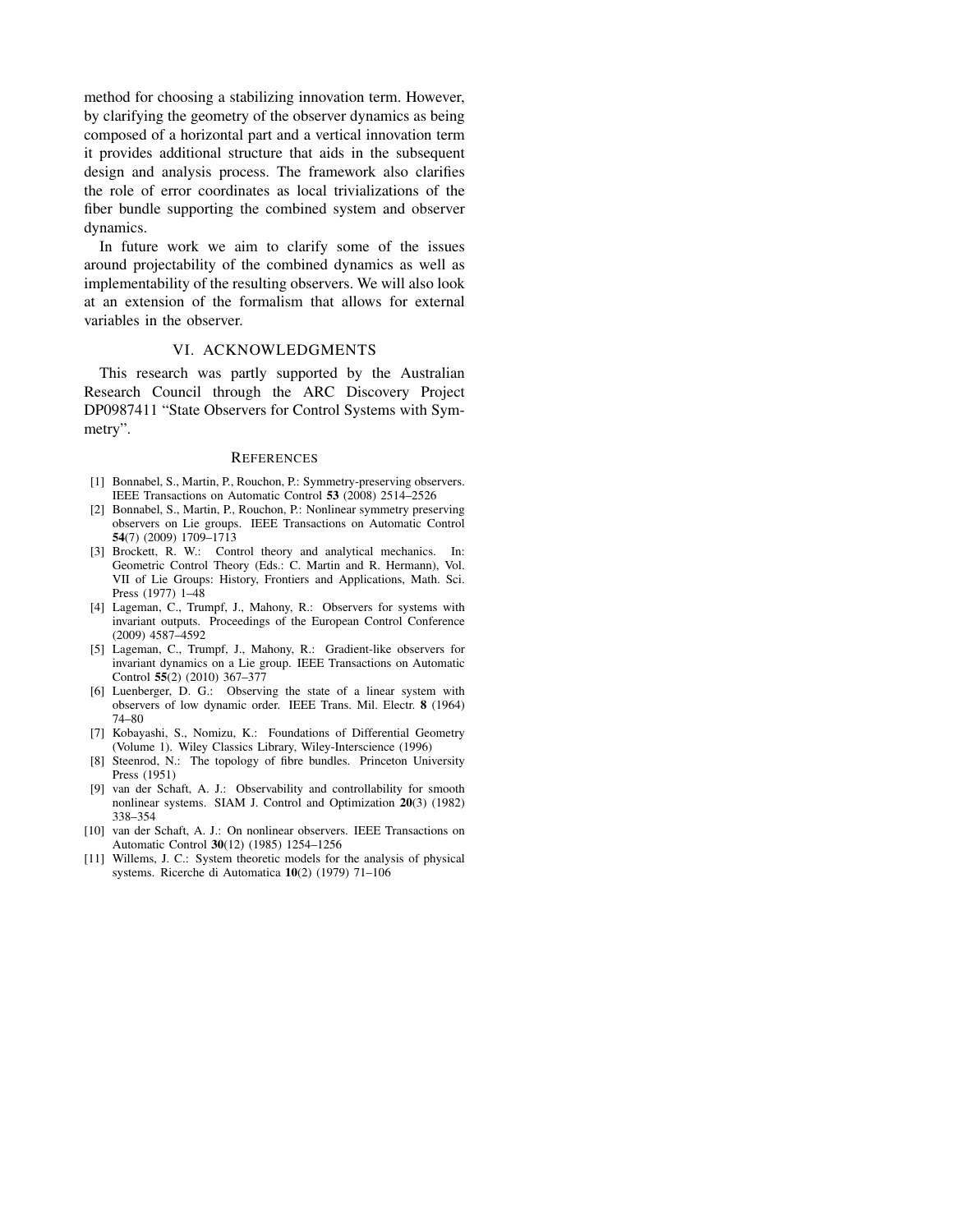method for choosing a stabilizing innovation term. However, by clarifying the geometry of the observer dynamics as being composed of a horizontal part and a vertical innovation term it provides additional structure that aids in the subsequent design and analysis process. The framework also clarifies the role of error coordinates as local trivializations of the fiber bundle supporting the combined system and observer dynamics.

In future work we aim to clarify some of the issues around projectability of the combined dynamics as well as implementability of the resulting observers. We will also look at an extension of the formalism that allows for external variables in the observer.

## VI. ACKNOWLEDGMENTS

This research was partly supported by the Australian Research Council through the ARC Discovery Project DP0987411 "State Observers for Control Systems with Symmetry".

## REFERENCES

[1] Bonnabel, S., Martin, P., Rouchon, P.: Symmetry-preserving observers. IEEE Transactions on Automatic Control **53** (2008) 2514–2526

[2] Bonnabel, S., Martin, P., Rouchon, P.: Nonlinear symmetry preserving observers on Lie groups. IEEE Transactions on Automatic Control **54**(7) (2009) 1709–1713

[3] Brockett, R. W.: Control theory and analytical mechanics. In: Geometric Control Theory (Eds.: C. Martin and R. Hermann), Vol. VII of Lie Groups: History, Frontiers and Applications, Math. Sci. Press (1977) 1–48

[4] Lageman, C., Trumpf, J., Mahony, R.: Observers for systems with invariant outputs. Proceedings of the European Control Conference (2009) 4587–4592

[5] Lageman, C., Trumpf, J., Mahony, R.: Gradient-like observers for invariant dynamics on a Lie group. IEEE Transactions on Automatic Control **55**(2) (2010) 367–377

[6] Luenberger, D. G.: Observing the state of a linear system with observers of low dynamic order. IEEE Trans. Mil. Electr. **8** (1964) 74–80

[7] Kobayashi, S., Nomizu, K.: Foundations of Differential Geometry (Volume 1). Wiley Classics Library, Wiley-Interscience (1996)

[8] Steenrod, N.: The topology of fibre bundles. Princeton University Press (1951)

[9] van der Schaft, A. J.: Observability and controllability for smooth nonlinear systems. SIAM J. Control and Optimization **20**(3) (1982) 338–354

[10] van der Schaft, A. J.: On nonlinear observers. IEEE Transactions on Automatic Control **30**(12) (1985) 1254–1256

[11] Willems, J. C.: System theoretic models for the analysis of physical systems. Ricerche di Automatica **10**(2) (1979) 71–106